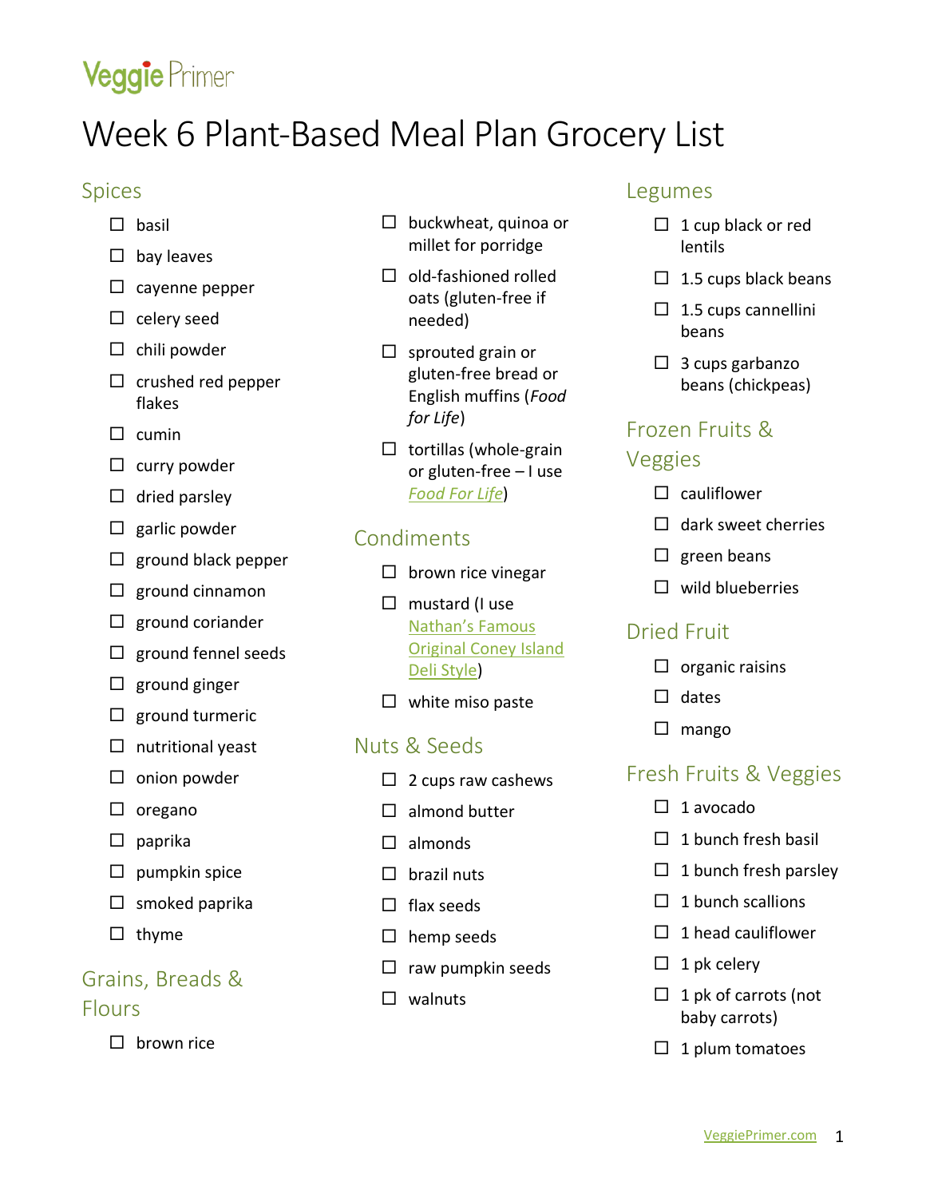Veggie Primer

# Week 6 Plant-Based Meal Plan Grocery List

## Spices

- ☐ basil
- ☐ bay leaves
- ☐ cayenne pepper
- ☐ celery seed
- ☐ chili powder
- ☐ crushed red pepper flakes
- ☐ cumin
- ☐ curry powder
- ☐ dried parsley
- ☐ garlic powder
- ☐ ground black pepper
- ☐ ground cinnamon
- ☐ ground coriander
- ☐ ground fennel seeds
- ☐ ground ginger
- ☐ ground turmeric
- ☐ nutritional yeast
- ☐ onion powder
- ☐ oregano
- ☐ paprika
- ☐ pumpkin spice
- ☐ smoked paprika
- ☐ thyme

## Grains, Breads & Flours

- ☐ brown rice
- ☐ buckwheat, quinoa or millet for porridge
- ☐ old-fashioned rolled oats (gluten-free if needed)
- ☐ sprouted grain or gluten-free bread or English muffins (*Food for Life*)
- ☐ tortillas (whole-grain or gluten-free – I use *Food For Life*)

## Condiments

- ☐ brown rice vinegar
- ☐ mustard (I use Nathan's Famous Original Coney Island Deli Style)
- ☐ white miso paste

## Nuts & Seeds

- ☐ 2 cups raw cashews
- ☐ almond butter
- ☐ almonds
- ☐ brazil nuts
- ☐ flax seeds
- ☐ hemp seeds
- ☐ raw pumpkin seeds
- ☐ walnuts

## Legumes

- ☐ 1 cup black or red lentils
- ☐ 1.5 cups black beans
- ☐ 1.5 cups cannellini beans
- ☐ 3 cups garbanzo beans (chickpeas)

## Frozen Fruits & Veggies

- ☐ cauliflower
- ☐ dark sweet cherries
- ☐ green beans
- ☐ wild blueberries

## Dried Fruit

- ☐ organic raisins
- ☐ dates
- ☐ mango

## Fresh Fruits & Veggies

- ☐ 1 avocado
- ☐ 1 bunch fresh basil
- ☐ 1 bunch fresh parsley
- ☐ 1 bunch scallions
- ☐ 1 head cauliflower
- ☐ 1 pk celery
- ☐ 1 pk of carrots (not baby carrots)
- ☐ 1 plum tomatoes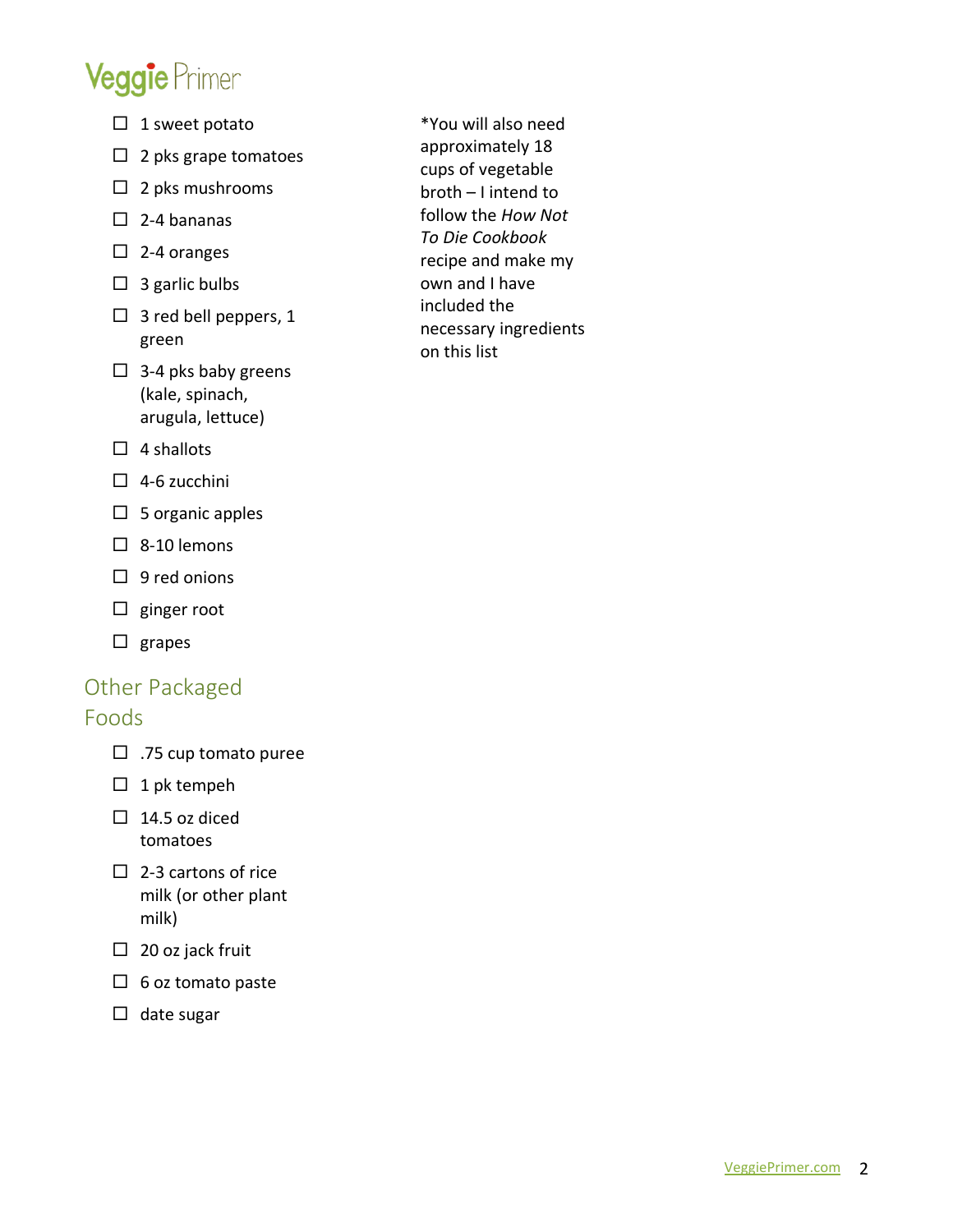- ☐ 1 sweet potato
- ☐ 2 pks grape tomatoes
- ☐ 2 pks mushrooms
- ☐ 2-4 bananas
- ☐ 2-4 oranges
- ☐ 3 garlic bulbs
- ☐ 3 red bell peppers, 1 green
- ☐ 3-4 pks baby greens (kale, spinach, arugula, lettuce)
- ☐ 4 shallots
- ☐ 4-6 zucchini
- ☐ 5 organic apples
- ☐ 8-10 lemons
- ☐ 9 red onions
- ☐ ginger root
- ☐ grapes

## Other Packaged Foods

- ☐ .75 cup tomato puree
- ☐ 1 pk tempeh
- ☐ 14.5 oz diced tomatoes
- ☐ 2-3 cartons of rice milk (or other plant milk)
- ☐ 20 oz jack fruit
- ☐ 6 oz tomato paste
- ☐ date sugar

*You will also need approximately 18 cups of vegetable broth – I intend to follow the *How Not To Die Cookbook* recipe and make my own and I have included the necessary ingredients on this list